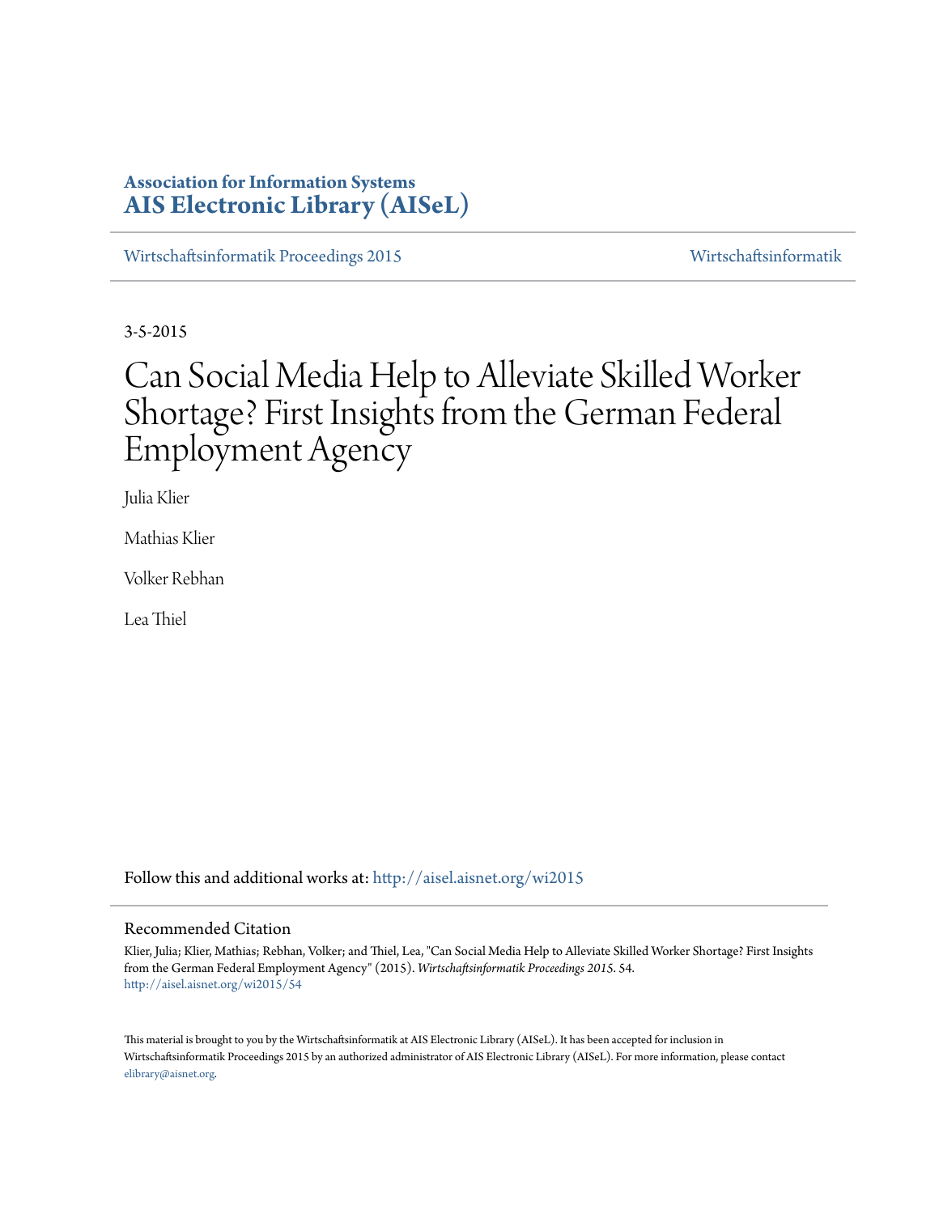**Association for Information Systems**
**AIS Electronic Library (AISeL)**

Wirtschaftsinformatik Proceedings 2015 | Wirtschaftsinformatik

3-5-2015

# Can Social Media Help to Alleviate Skilled Worker Shortage? First Insights from the German Federal Employment Agency

Julia Klier

Mathias Klier

Volker Rebhan

Lea Thiel

Follow this and additional works at: http://aisel.aisnet.org/wi2015

## Recommended Citation

Klier, Julia; Klier, Mathias; Rebhan, Volker; and Thiel, Lea, "Can Social Media Help to Alleviate Skilled Worker Shortage? First Insights from the German Federal Employment Agency" (2015). *Wirtschaftsinformatik Proceedings 2015*. 54.
http://aisel.aisnet.org/wi2015/54

This material is brought to you by the Wirtschaftsinformatik at AIS Electronic Library (AISeL). It has been accepted for inclusion in Wirtschaftsinformatik Proceedings 2015 by an authorized administrator of AIS Electronic Library (AISeL). For more information, please contact elibrary@aisnet.org.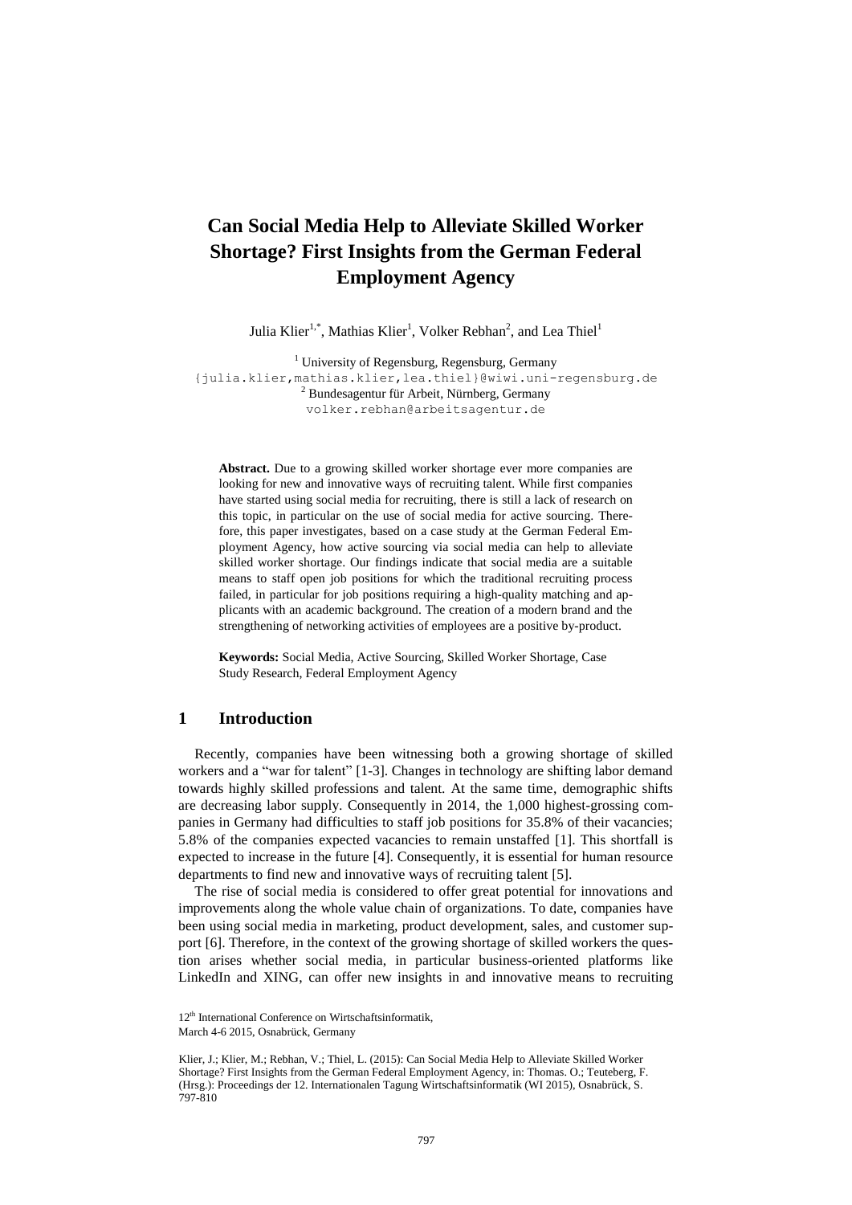# Can Social Media Help to Alleviate Skilled Worker Shortage? First Insights from the German Federal Employment Agency

Julia Klier[1,*], Mathias Klier[1], Volker Rebhan[2], and Lea Thiel[1]

[1] University of Regensburg, Regensburg, Germany
{julia.klier,mathias.klier,lea.thiel}@wiwi.uni-regensburg.de
[2] Bundesagentur für Arbeit, Nürnberg, Germany
volker.rebhan@arbeitsagentur.de

**Abstract.** Due to a growing skilled worker shortage ever more companies are looking for new and innovative ways of recruiting talent. While first companies have started using social media for recruiting, there is still a lack of research on this topic, in particular on the use of social media for active sourcing. Therefore, this paper investigates, based on a case study at the German Federal Employment Agency, how active sourcing via social media can help to alleviate skilled worker shortage. Our findings indicate that social media are a suitable means to staff open job positions for which the traditional recruiting process failed, in particular for job positions requiring a high-quality matching and applicants with an academic background. The creation of a modern brand and the strengthening of networking activities of employees are a positive by-product.

**Keywords:** Social Media, Active Sourcing, Skilled Worker Shortage, Case Study Research, Federal Employment Agency

## 1 Introduction

Recently, companies have been witnessing both a growing shortage of skilled workers and a "war for talent" [1-3]. Changes in technology are shifting labor demand towards highly skilled professions and talent. At the same time, demographic shifts are decreasing labor supply. Consequently in 2014, the 1,000 highest-grossing companies in Germany had difficulties to staff job positions for 35.8% of their vacancies; 5.8% of the companies expected vacancies to remain unstaffed [1]. This shortfall is expected to increase in the future [4]. Consequently, it is essential for human resource departments to find new and innovative ways of recruiting talent [5].

The rise of social media is considered to offer great potential for innovations and improvements along the whole value chain of organizations. To date, companies have been using social media in marketing, product development, sales, and customer support [6]. Therefore, in the context of the growing shortage of skilled workers the question arises whether social media, in particular business-oriented platforms like LinkedIn and XING, can offer new insights in and innovative means to recruiting

12[th] International Conference on Wirtschaftsinformatik,
March 4-6 2015, Osnabrück, Germany

Klier, J.; Klier, M.; Rebhan, V.; Thiel, L. (2015): Can Social Media Help to Alleviate Skilled Worker Shortage? First Insights from the German Federal Employment Agency, in: Thomas. O.; Teuteberg, F. (Hrsg.): Proceedings der 12. Internationalen Tagung Wirtschaftsinformatik (WI 2015), Osnabrück, S. 797-810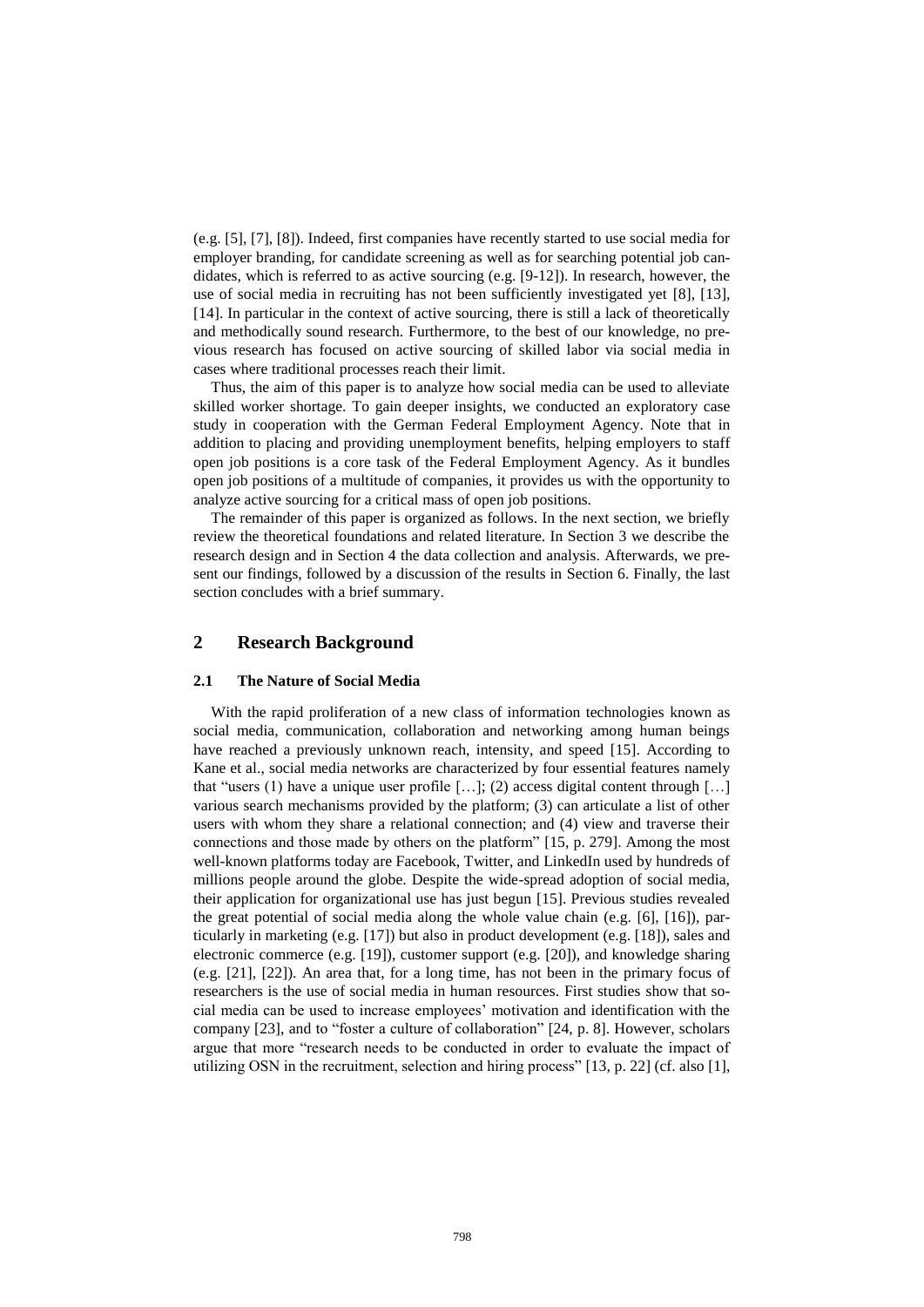(e.g. [5], [7], [8]). Indeed, first companies have recently started to use social media for employer branding, for candidate screening as well as for searching potential job candidates, which is referred to as active sourcing (e.g. [9-12]). In research, however, the use of social media in recruiting has not been sufficiently investigated yet [8], [13], [14]. In particular in the context of active sourcing, there is still a lack of theoretically and methodically sound research. Furthermore, to the best of our knowledge, no previous research has focused on active sourcing of skilled labor via social media in cases where traditional processes reach their limit.

Thus, the aim of this paper is to analyze how social media can be used to alleviate skilled worker shortage. To gain deeper insights, we conducted an exploratory case study in cooperation with the German Federal Employment Agency. Note that in addition to placing and providing unemployment benefits, helping employers to staff open job positions is a core task of the Federal Employment Agency. As it bundles open job positions of a multitude of companies, it provides us with the opportunity to analyze active sourcing for a critical mass of open job positions.

The remainder of this paper is organized as follows. In the next section, we briefly review the theoretical foundations and related literature. In Section 3 we describe the research design and in Section 4 the data collection and analysis. Afterwards, we present our findings, followed by a discussion of the results in Section 6. Finally, the last section concludes with a brief summary.

## 2 Research Background

### 2.1 The Nature of Social Media

With the rapid proliferation of a new class of information technologies known as social media, communication, collaboration and networking among human beings have reached a previously unknown reach, intensity, and speed [15]. According to Kane et al., social media networks are characterized by four essential features namely that "users (1) have a unique user profile […]; (2) access digital content through […] various search mechanisms provided by the platform; (3) can articulate a list of other users with whom they share a relational connection; and (4) view and traverse their connections and those made by others on the platform" [15, p. 279]. Among the most well-known platforms today are Facebook, Twitter, and LinkedIn used by hundreds of millions people around the globe. Despite the wide-spread adoption of social media, their application for organizational use has just begun [15]. Previous studies revealed the great potential of social media along the whole value chain (e.g. [6], [16]), particularly in marketing (e.g. [17]) but also in product development (e.g. [18]), sales and electronic commerce (e.g. [19]), customer support (e.g. [20]), and knowledge sharing (e.g. [21], [22]). An area that, for a long time, has not been in the primary focus of researchers is the use of social media in human resources. First studies show that social media can be used to increase employees' motivation and identification with the company [23], and to "foster a culture of collaboration" [24, p. 8]. However, scholars argue that more "research needs to be conducted in order to evaluate the impact of utilizing OSN in the recruitment, selection and hiring process" [13, p. 22] (cf. also [1],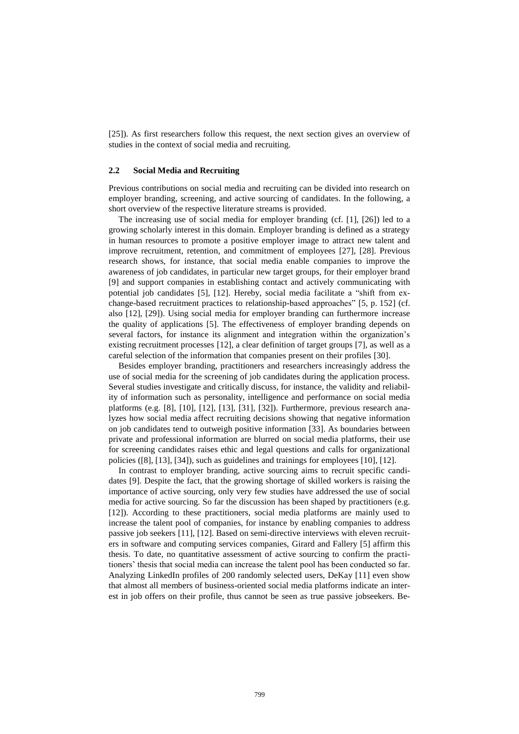[25]). As first researchers follow this request, the next section gives an overview of studies in the context of social media and recruiting.

### 2.2 Social Media and Recruiting

Previous contributions on social media and recruiting can be divided into research on employer branding, screening, and active sourcing of candidates. In the following, a short overview of the respective literature streams is provided.

The increasing use of social media for employer branding (cf. [1], [26]) led to a growing scholarly interest in this domain. Employer branding is defined as a strategy in human resources to promote a positive employer image to attract new talent and improve recruitment, retention, and commitment of employees [27], [28]. Previous research shows, for instance, that social media enable companies to improve the awareness of job candidates, in particular new target groups, for their employer brand [9] and support companies in establishing contact and actively communicating with potential job candidates [5], [12]. Hereby, social media facilitate a "shift from exchange-based recruitment practices to relationship-based approaches" [5, p. 152] (cf. also [12], [29]). Using social media for employer branding can furthermore increase the quality of applications [5]. The effectiveness of employer branding depends on several factors, for instance its alignment and integration within the organization's existing recruitment processes [12], a clear definition of target groups [7], as well as a careful selection of the information that companies present on their profiles [30].

Besides employer branding, practitioners and researchers increasingly address the use of social media for the screening of job candidates during the application process. Several studies investigate and critically discuss, for instance, the validity and reliability of information such as personality, intelligence and performance on social media platforms (e.g. [8], [10], [12], [13], [31], [32]). Furthermore, previous research analyzes how social media affect recruiting decisions showing that negative information on job candidates tend to outweigh positive information [33]. As boundaries between private and professional information are blurred on social media platforms, their use for screening candidates raises ethic and legal questions and calls for organizational policies ([8], [13], [34]), such as guidelines and trainings for employees [10], [12].

In contrast to employer branding, active sourcing aims to recruit specific candidates [9]. Despite the fact, that the growing shortage of skilled workers is raising the importance of active sourcing, only very few studies have addressed the use of social media for active sourcing. So far the discussion has been shaped by practitioners (e.g. [12]). According to these practitioners, social media platforms are mainly used to increase the talent pool of companies, for instance by enabling companies to address passive job seekers [11], [12]. Based on semi-directive interviews with eleven recruiters in software and computing services companies, Girard and Fallery [5] affirm this thesis. To date, no quantitative assessment of active sourcing to confirm the practitioners' thesis that social media can increase the talent pool has been conducted so far. Analyzing LinkedIn profiles of 200 randomly selected users, DeKay [11] even show that almost all members of business-oriented social media platforms indicate an interest in job offers on their profile, thus cannot be seen as true passive jobseekers. Be-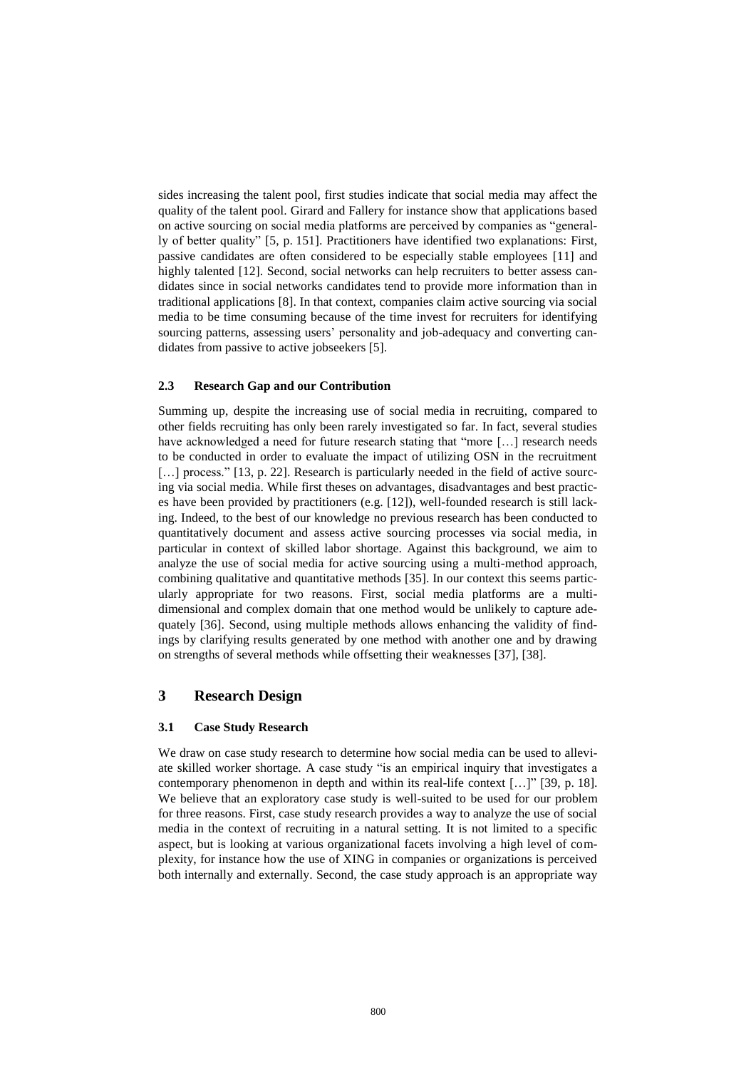sides increasing the talent pool, first studies indicate that social media may affect the quality of the talent pool. Girard and Fallery for instance show that applications based on active sourcing on social media platforms are perceived by companies as "generally of better quality" [5, p. 151]. Practitioners have identified two explanations: First, passive candidates are often considered to be especially stable employees [11] and highly talented [12]. Second, social networks can help recruiters to better assess candidates since in social networks candidates tend to provide more information than in traditional applications [8]. In that context, companies claim active sourcing via social media to be time consuming because of the time invest for recruiters for identifying sourcing patterns, assessing users' personality and job-adequacy and converting candidates from passive to active jobseekers [5].

### 2.3 Research Gap and our Contribution

Summing up, despite the increasing use of social media in recruiting, compared to other fields recruiting has only been rarely investigated so far. In fact, several studies have acknowledged a need for future research stating that "more […] research needs to be conducted in order to evaluate the impact of utilizing OSN in the recruitment […] process." [13, p. 22]. Research is particularly needed in the field of active sourcing via social media. While first theses on advantages, disadvantages and best practices have been provided by practitioners (e.g. [12]), well-founded research is still lacking. Indeed, to the best of our knowledge no previous research has been conducted to quantitatively document and assess active sourcing processes via social media, in particular in context of skilled labor shortage. Against this background, we aim to analyze the use of social media for active sourcing using a multi-method approach, combining qualitative and quantitative methods [35]. In our context this seems particularly appropriate for two reasons. First, social media platforms are a multi-dimensional and complex domain that one method would be unlikely to capture adequately [36]. Second, using multiple methods allows enhancing the validity of findings by clarifying results generated by one method with another one and by drawing on strengths of several methods while offsetting their weaknesses [37], [38].

## 3 Research Design

### 3.1 Case Study Research

We draw on case study research to determine how social media can be used to alleviate skilled worker shortage. A case study "is an empirical inquiry that investigates a contemporary phenomenon in depth and within its real-life context […]" [39, p. 18]. We believe that an exploratory case study is well-suited to be used for our problem for three reasons. First, case study research provides a way to analyze the use of social media in the context of recruiting in a natural setting. It is not limited to a specific aspect, but is looking at various organizational facets involving a high level of complexity, for instance how the use of XING in companies or organizations is perceived both internally and externally. Second, the case study approach is an appropriate way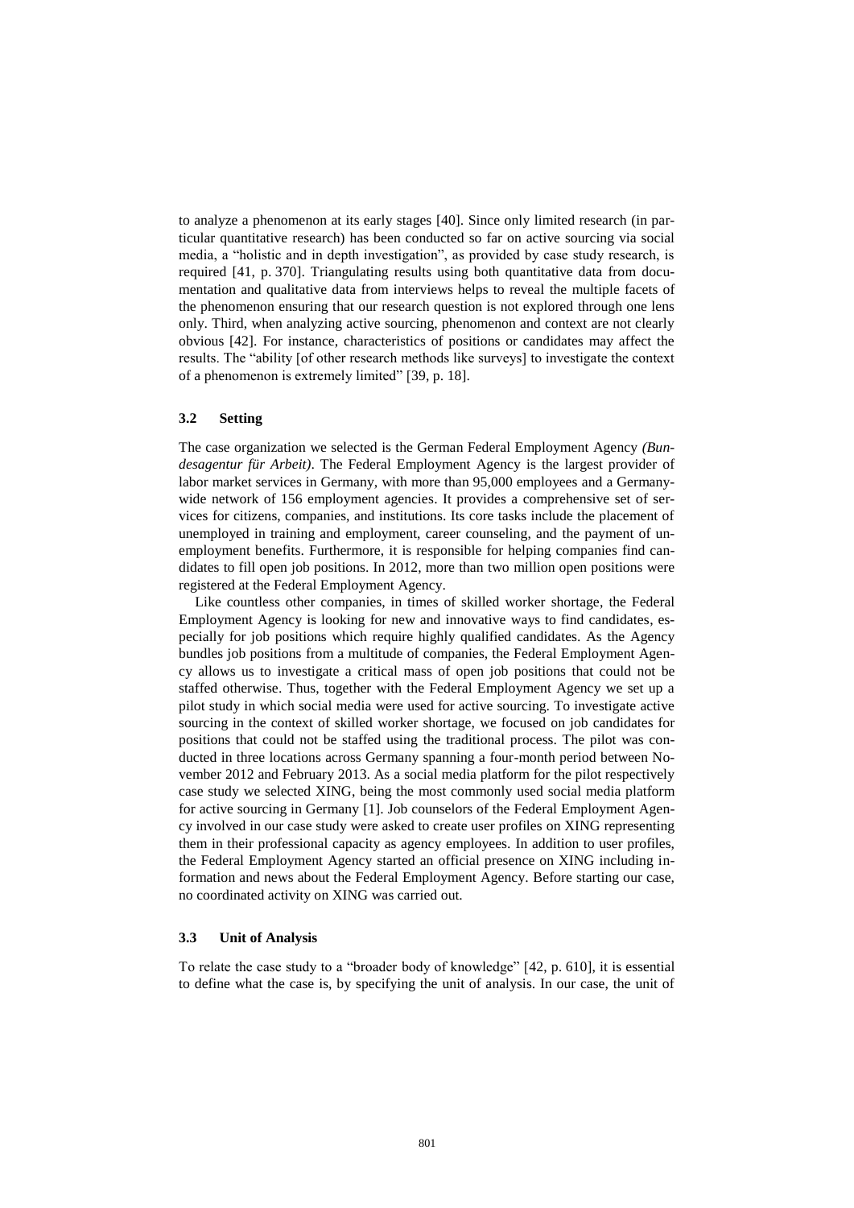to analyze a phenomenon at its early stages [40]. Since only limited research (in particular quantitative research) has been conducted so far on active sourcing via social media, a "holistic and in depth investigation", as provided by case study research, is required [41, p. 370]. Triangulating results using both quantitative data from documentation and qualitative data from interviews helps to reveal the multiple facets of the phenomenon ensuring that our research question is not explored through one lens only. Third, when analyzing active sourcing, phenomenon and context are not clearly obvious [42]. For instance, characteristics of positions or candidates may affect the results. The "ability [of other research methods like surveys] to investigate the context of a phenomenon is extremely limited" [39, p. 18].

### 3.2 Setting

The case organization we selected is the German Federal Employment Agency *(Bundesagentur für Arbeit)*. The Federal Employment Agency is the largest provider of labor market services in Germany, with more than 95,000 employees and a Germany-wide network of 156 employment agencies. It provides a comprehensive set of services for citizens, companies, and institutions. Its core tasks include the placement of unemployed in training and employment, career counseling, and the payment of unemployment benefits. Furthermore, it is responsible for helping companies find candidates to fill open job positions. In 2012, more than two million open positions were registered at the Federal Employment Agency.

Like countless other companies, in times of skilled worker shortage, the Federal Employment Agency is looking for new and innovative ways to find candidates, especially for job positions which require highly qualified candidates. As the Agency bundles job positions from a multitude of companies, the Federal Employment Agency allows us to investigate a critical mass of open job positions that could not be staffed otherwise. Thus, together with the Federal Employment Agency we set up a pilot study in which social media were used for active sourcing. To investigate active sourcing in the context of skilled worker shortage, we focused on job candidates for positions that could not be staffed using the traditional process. The pilot was conducted in three locations across Germany spanning a four-month period between November 2012 and February 2013. As a social media platform for the pilot respectively case study we selected XING, being the most commonly used social media platform for active sourcing in Germany [1]. Job counselors of the Federal Employment Agency involved in our case study were asked to create user profiles on XING representing them in their professional capacity as agency employees. In addition to user profiles, the Federal Employment Agency started an official presence on XING including information and news about the Federal Employment Agency. Before starting our case, no coordinated activity on XING was carried out.

### 3.3 Unit of Analysis

To relate the case study to a "broader body of knowledge" [42, p. 610], it is essential to define what the case is, by specifying the unit of analysis. In our case, the unit of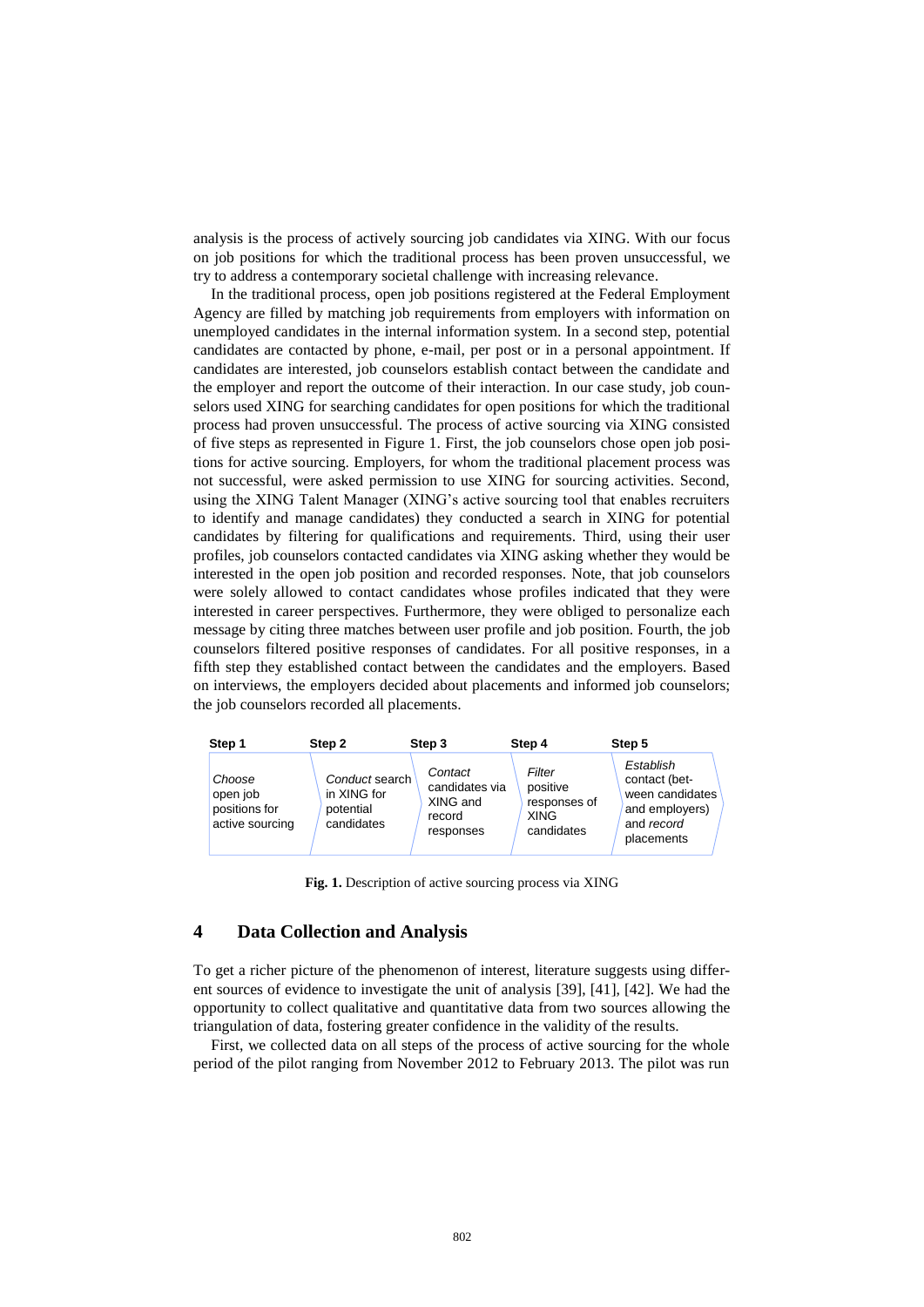analysis is the process of actively sourcing job candidates via XING. With our focus on job positions for which the traditional process has been proven unsuccessful, we try to address a contemporary societal challenge with increasing relevance.

In the traditional process, open job positions registered at the Federal Employment Agency are filled by matching job requirements from employers with information on unemployed candidates in the internal information system. In a second step, potential candidates are contacted by phone, e-mail, per post or in a personal appointment. If candidates are interested, job counselors establish contact between the candidate and the employer and report the outcome of their interaction. In our case study, job counselors used XING for searching candidates for open positions for which the traditional process had proven unsuccessful. The process of active sourcing via XING consisted of five steps as represented in Figure 1. First, the job counselors chose open job positions for active sourcing. Employers, for whom the traditional placement process was not successful, were asked permission to use XING for sourcing activities. Second, using the XING Talent Manager (XING's active sourcing tool that enables recruiters to identify and manage candidates) they conducted a search in XING for potential candidates by filtering for qualifications and requirements. Third, using their user profiles, job counselors contacted candidates via XING asking whether they would be interested in the open job position and recorded responses. Note, that job counselors were solely allowed to contact candidates whose profiles indicated that they were interested in career perspectives. Furthermore, they were obliged to personalize each message by citing three matches between user profile and job position. Fourth, the job counselors filtered positive responses of candidates. For all positive responses, in a fifth step they established contact between the candidates and the employers. Based on interviews, the employers decided about placements and informed job counselors; the job counselors recorded all placements.

| Step 1 | Step 2 | Step 3 | Step 4 | Step 5 |
|---|---|---|---|---|
| *Choose* open job positions for active sourcing | *Conduct* search in XING for potential candidates | *Contact* candidates via XING and record responses | *Filter* positive responses of XING candidates | *Establish* contact (between candidates and employers) and *record* placements |

**Fig. 1.** Description of active sourcing process via XING

## 4 Data Collection and Analysis

To get a richer picture of the phenomenon of interest, literature suggests using different sources of evidence to investigate the unit of analysis [39], [41], [42]. We had the opportunity to collect qualitative and quantitative data from two sources allowing the triangulation of data, fostering greater confidence in the validity of the results.

First, we collected data on all steps of the process of active sourcing for the whole period of the pilot ranging from November 2012 to February 2013. The pilot was run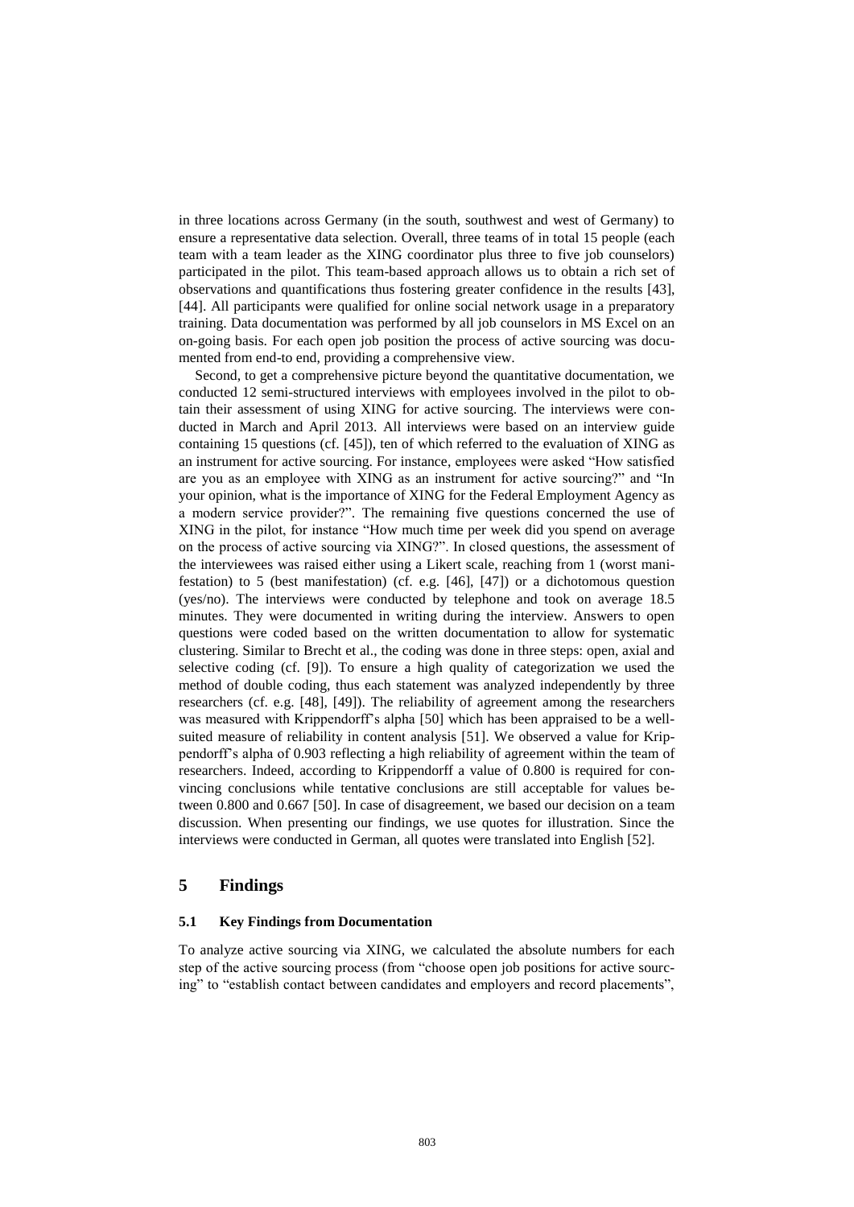in three locations across Germany (in the south, southwest and west of Germany) to ensure a representative data selection. Overall, three teams of in total 15 people (each team with a team leader as the XING coordinator plus three to five job counselors) participated in the pilot. This team-based approach allows us to obtain a rich set of observations and quantifications thus fostering greater confidence in the results [43], [44]. All participants were qualified for online social network usage in a preparatory training. Data documentation was performed by all job counselors in MS Excel on an on-going basis. For each open job position the process of active sourcing was documented from end-to end, providing a comprehensive view.

Second, to get a comprehensive picture beyond the quantitative documentation, we conducted 12 semi-structured interviews with employees involved in the pilot to obtain their assessment of using XING for active sourcing. The interviews were conducted in March and April 2013. All interviews were based on an interview guide containing 15 questions (cf. [45]), ten of which referred to the evaluation of XING as an instrument for active sourcing. For instance, employees were asked "How satisfied are you as an employee with XING as an instrument for active sourcing?" and "In your opinion, what is the importance of XING for the Federal Employment Agency as a modern service provider?". The remaining five questions concerned the use of XING in the pilot, for instance "How much time per week did you spend on average on the process of active sourcing via XING?". In closed questions, the assessment of the interviewees was raised either using a Likert scale, reaching from 1 (worst manifestation) to 5 (best manifestation) (cf. e.g. [46], [47]) or a dichotomous question (yes/no). The interviews were conducted by telephone and took on average 18.5 minutes. They were documented in writing during the interview. Answers to open questions were coded based on the written documentation to allow for systematic clustering. Similar to Brecht et al., the coding was done in three steps: open, axial and selective coding (cf. [9]). To ensure a high quality of categorization we used the method of double coding, thus each statement was analyzed independently by three researchers (cf. e.g. [48], [49]). The reliability of agreement among the researchers was measured with Krippendorff's alpha [50] which has been appraised to be a well-suited measure of reliability in content analysis [51]. We observed a value for Krippendorff's alpha of 0.903 reflecting a high reliability of agreement within the team of researchers. Indeed, according to Krippendorff a value of 0.800 is required for convincing conclusions while tentative conclusions are still acceptable for values between 0.800 and 0.667 [50]. In case of disagreement, we based our decision on a team discussion. When presenting our findings, we use quotes for illustration. Since the interviews were conducted in German, all quotes were translated into English [52].

## 5 Findings

### 5.1 Key Findings from Documentation

To analyze active sourcing via XING, we calculated the absolute numbers for each step of the active sourcing process (from "choose open job positions for active sourcing" to "establish contact between candidates and employers and record placements",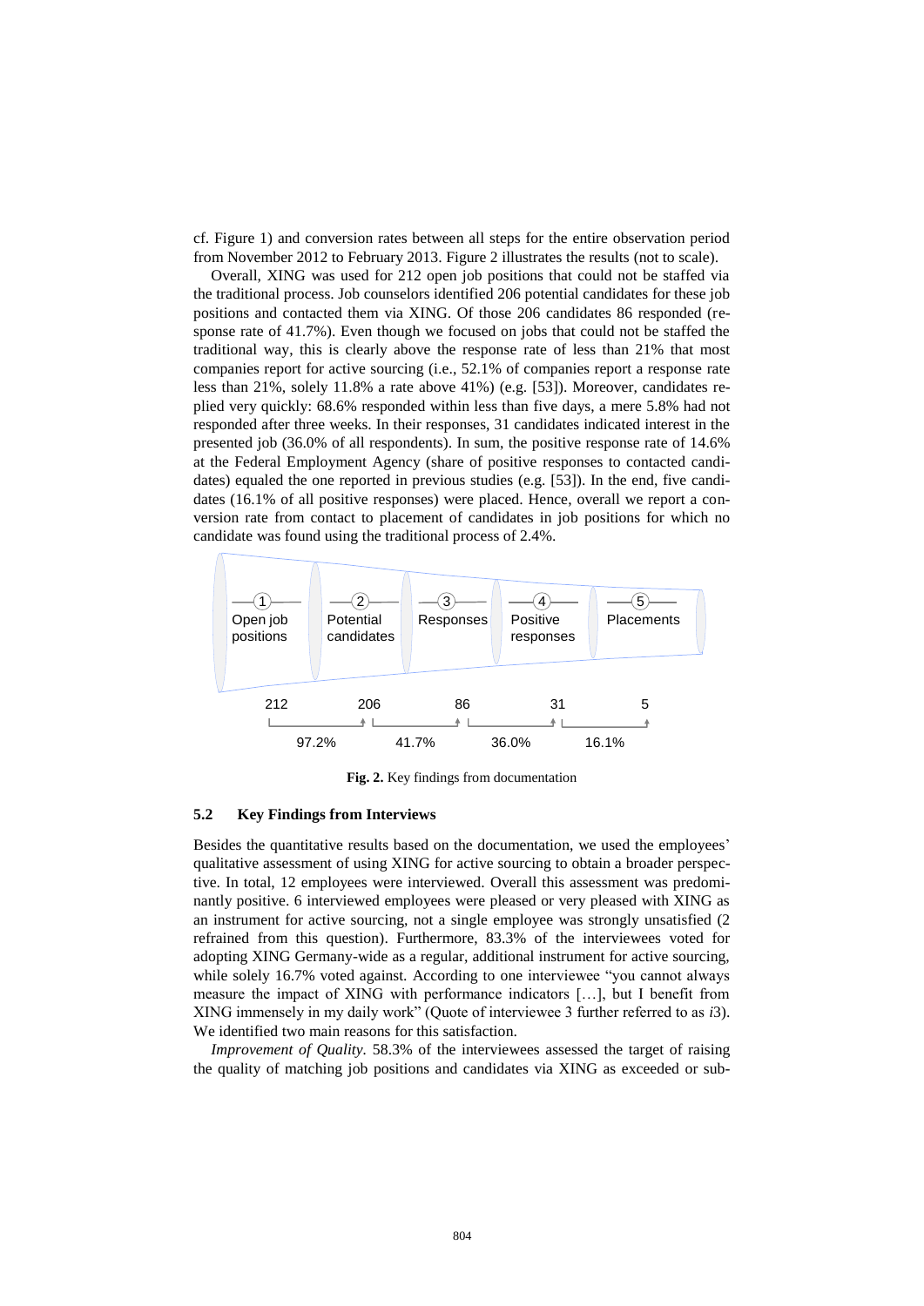cf. Figure 1) and conversion rates between all steps for the entire observation period from November 2012 to February 2013. Figure 2 illustrates the results (not to scale).

Overall, XING was used for 212 open job positions that could not be staffed via the traditional process. Job counselors identified 206 potential candidates for these job positions and contacted them via XING. Of those 206 candidates 86 responded (response rate of 41.7%). Even though we focused on jobs that could not be staffed the traditional way, this is clearly above the response rate of less than 21% that most companies report for active sourcing (i.e., 52.1% of companies report a response rate less than 21%, solely 11.8% a rate above 41%) (e.g. [53]). Moreover, candidates replied very quickly: 68.6% responded within less than five days, a mere 5.8% had not responded after three weeks. In their responses, 31 candidates indicated interest in the presented job (36.0% of all respondents). In sum, the positive response rate of 14.6% at the Federal Employment Agency (share of positive responses to contacted candidates) equaled the one reported in previous studies (e.g. [53]). In the end, five candidates (16.1% of all positive responses) were placed. Hence, overall we report a conversion rate from contact to placement of candidates in job positions for which no candidate was found using the traditional process of 2.4%.

| ① Open job positions | ② Potential candidates | ③ Responses | ④ Positive responses | ⑤ Placements |
|---|---|---|---|---|
| 212 | 206 | 86 | 31 | 5 |
| | 97.2% | 41.7% | 36.0% | 16.1% |

**Fig. 2.** Key findings from documentation

### 5.2 Key Findings from Interviews

Besides the quantitative results based on the documentation, we used the employees' qualitative assessment of using XING for active sourcing to obtain a broader perspective. In total, 12 employees were interviewed. Overall this assessment was predominantly positive. 6 interviewed employees were pleased or very pleased with XING as an instrument for active sourcing, not a single employee was strongly unsatisfied (2 refrained from this question). Furthermore, 83.3% of the interviewees voted for adopting XING Germany-wide as a regular, additional instrument for active sourcing, while solely 16.7% voted against. According to one interviewee "you cannot always measure the impact of XING with performance indicators […], but I benefit from XING immensely in my daily work" (Quote of interviewee 3 further referred to as *i*3). We identified two main reasons for this satisfaction.

*Improvement of Quality.* 58.3% of the interviewees assessed the target of raising the quality of matching job positions and candidates via XING as exceeded or sub-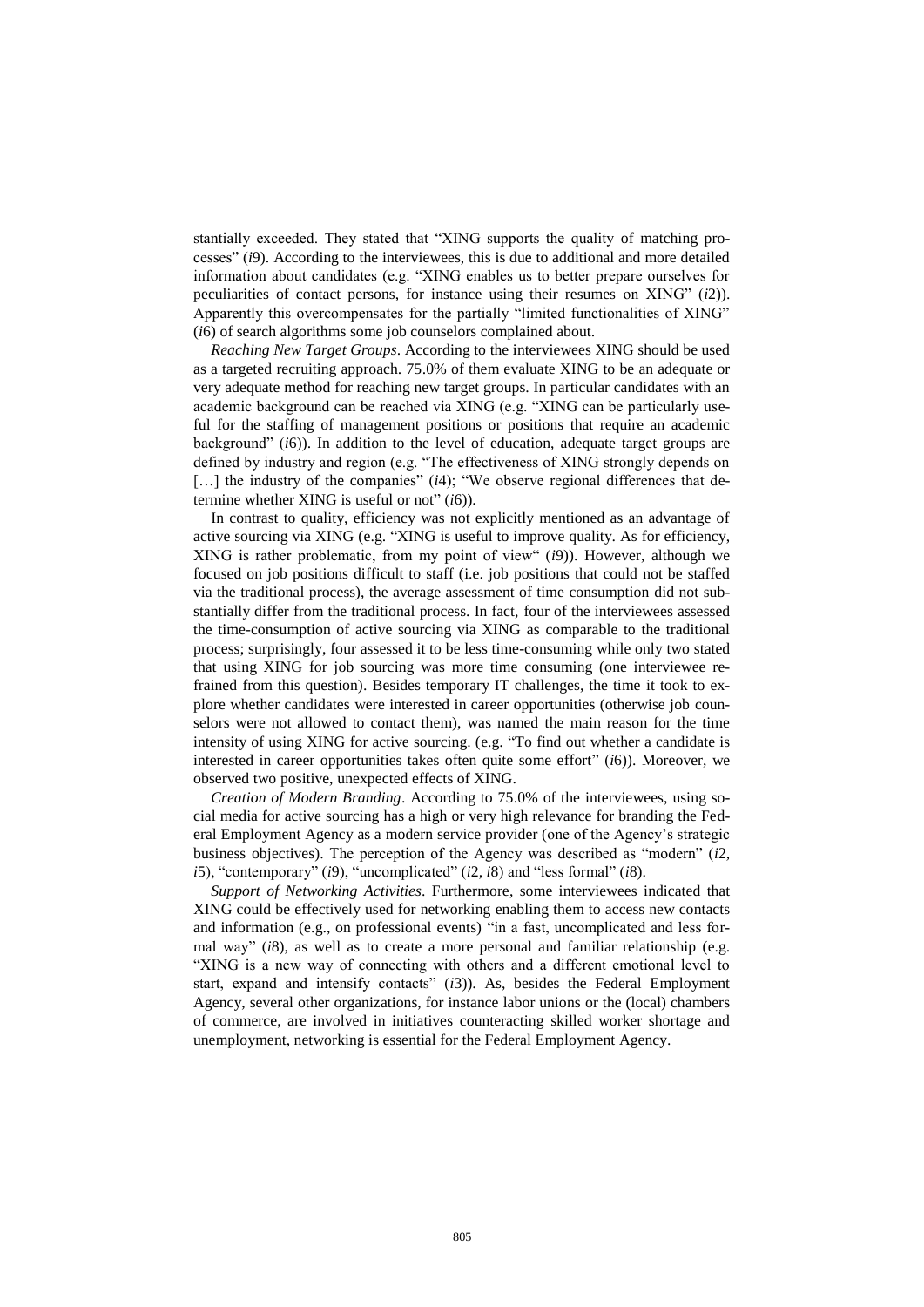stantially exceeded. They stated that "XING supports the quality of matching processes" (*i*9). According to the interviewees, this is due to additional and more detailed information about candidates (e.g. "XING enables us to better prepare ourselves for peculiarities of contact persons, for instance using their resumes on XING" (*i*2)). Apparently this overcompensates for the partially "limited functionalities of XING" (*i*6) of search algorithms some job counselors complained about.

*Reaching New Target Groups*. According to the interviewees XING should be used as a targeted recruiting approach. 75.0% of them evaluate XING to be an adequate or very adequate method for reaching new target groups. In particular candidates with an academic background can be reached via XING (e.g. "XING can be particularly useful for the staffing of management positions or positions that require an academic background" (*i*6)). In addition to the level of education, adequate target groups are defined by industry and region (e.g. "The effectiveness of XING strongly depends on […] the industry of the companies" (*i*4); "We observe regional differences that determine whether XING is useful or not" (*i*6)).

In contrast to quality, efficiency was not explicitly mentioned as an advantage of active sourcing via XING (e.g. "XING is useful to improve quality. As for efficiency, XING is rather problematic, from my point of view" (*i*9)). However, although we focused on job positions difficult to staff (i.e. job positions that could not be staffed via the traditional process), the average assessment of time consumption did not substantially differ from the traditional process. In fact, four of the interviewees assessed the time-consumption of active sourcing via XING as comparable to the traditional process; surprisingly, four assessed it to be less time-consuming while only two stated that using XING for job sourcing was more time consuming (one interviewee refrained from this question). Besides temporary IT challenges, the time it took to explore whether candidates were interested in career opportunities (otherwise job counselors were not allowed to contact them), was named the main reason for the time intensity of using XING for active sourcing. (e.g. "To find out whether a candidate is interested in career opportunities takes often quite some effort" (*i*6)). Moreover, we observed two positive, unexpected effects of XING.

*Creation of Modern Branding*. According to 75.0% of the interviewees, using social media for active sourcing has a high or very high relevance for branding the Federal Employment Agency as a modern service provider (one of the Agency's strategic business objectives). The perception of the Agency was described as "modern" (*i*2, *i*5), "contemporary" (*i*9), "uncomplicated" (*i*2, *i*8) and "less formal" (*i*8).

*Support of Networking Activities*. Furthermore, some interviewees indicated that XING could be effectively used for networking enabling them to access new contacts and information (e.g., on professional events) "in a fast, uncomplicated and less formal way" (*i*8), as well as to create a more personal and familiar relationship (e.g. "XING is a new way of connecting with others and a different emotional level to start, expand and intensify contacts" (*i*3)). As, besides the Federal Employment Agency, several other organizations, for instance labor unions or the (local) chambers of commerce, are involved in initiatives counteracting skilled worker shortage and unemployment, networking is essential for the Federal Employment Agency.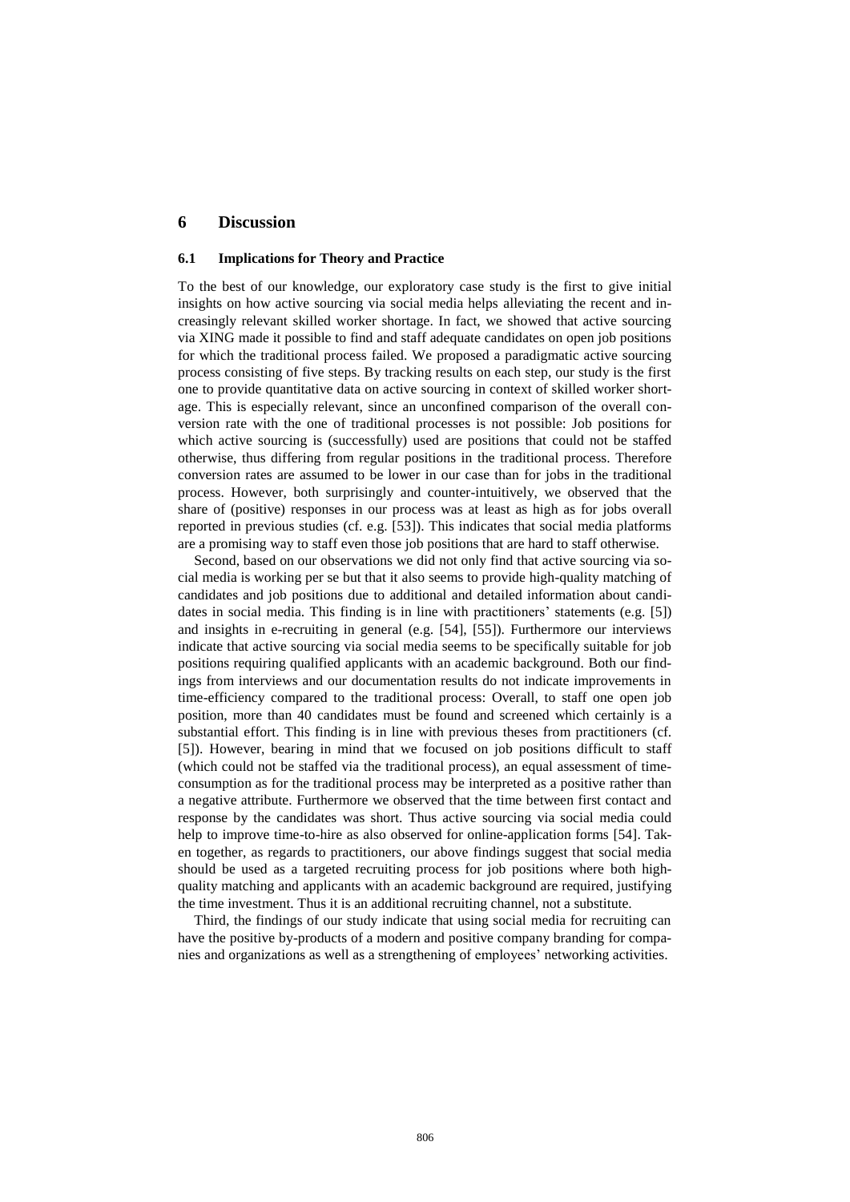# 6 Discussion

## 6.1 Implications for Theory and Practice

To the best of our knowledge, our exploratory case study is the first to give initial insights on how active sourcing via social media helps alleviating the recent and increasingly relevant skilled worker shortage. In fact, we showed that active sourcing via XING made it possible to find and staff adequate candidates on open job positions for which the traditional process failed. We proposed a paradigmatic active sourcing process consisting of five steps. By tracking results on each step, our study is the first one to provide quantitative data on active sourcing in context of skilled worker shortage. This is especially relevant, since an unconfined comparison of the overall conversion rate with the one of traditional processes is not possible: Job positions for which active sourcing is (successfully) used are positions that could not be staffed otherwise, thus differing from regular positions in the traditional process. Therefore conversion rates are assumed to be lower in our case than for jobs in the traditional process. However, both surprisingly and counter-intuitively, we observed that the share of (positive) responses in our process was at least as high as for jobs overall reported in previous studies (cf. e.g. [53]). This indicates that social media platforms are a promising way to staff even those job positions that are hard to staff otherwise.

Second, based on our observations we did not only find that active sourcing via social media is working per se but that it also seems to provide high-quality matching of candidates and job positions due to additional and detailed information about candidates in social media. This finding is in line with practitioners' statements (e.g. [5]) and insights in e-recruiting in general (e.g. [54], [55]). Furthermore our interviews indicate that active sourcing via social media seems to be specifically suitable for job positions requiring qualified applicants with an academic background. Both our findings from interviews and our documentation results do not indicate improvements in time-efficiency compared to the traditional process: Overall, to staff one open job position, more than 40 candidates must be found and screened which certainly is a substantial effort. This finding is in line with previous theses from practitioners (cf. [5]). However, bearing in mind that we focused on job positions difficult to staff (which could not be staffed via the traditional process), an equal assessment of time-consumption as for the traditional process may be interpreted as a positive rather than a negative attribute. Furthermore we observed that the time between first contact and response by the candidates was short. Thus active sourcing via social media could help to improve time-to-hire as also observed for online-application forms [54]. Taken together, as regards to practitioners, our above findings suggest that social media should be used as a targeted recruiting process for job positions where both high-quality matching and applicants with an academic background are required, justifying the time investment. Thus it is an additional recruiting channel, not a substitute.

Third, the findings of our study indicate that using social media for recruiting can have the positive by-products of a modern and positive company branding for companies and organizations as well as a strengthening of employees' networking activities.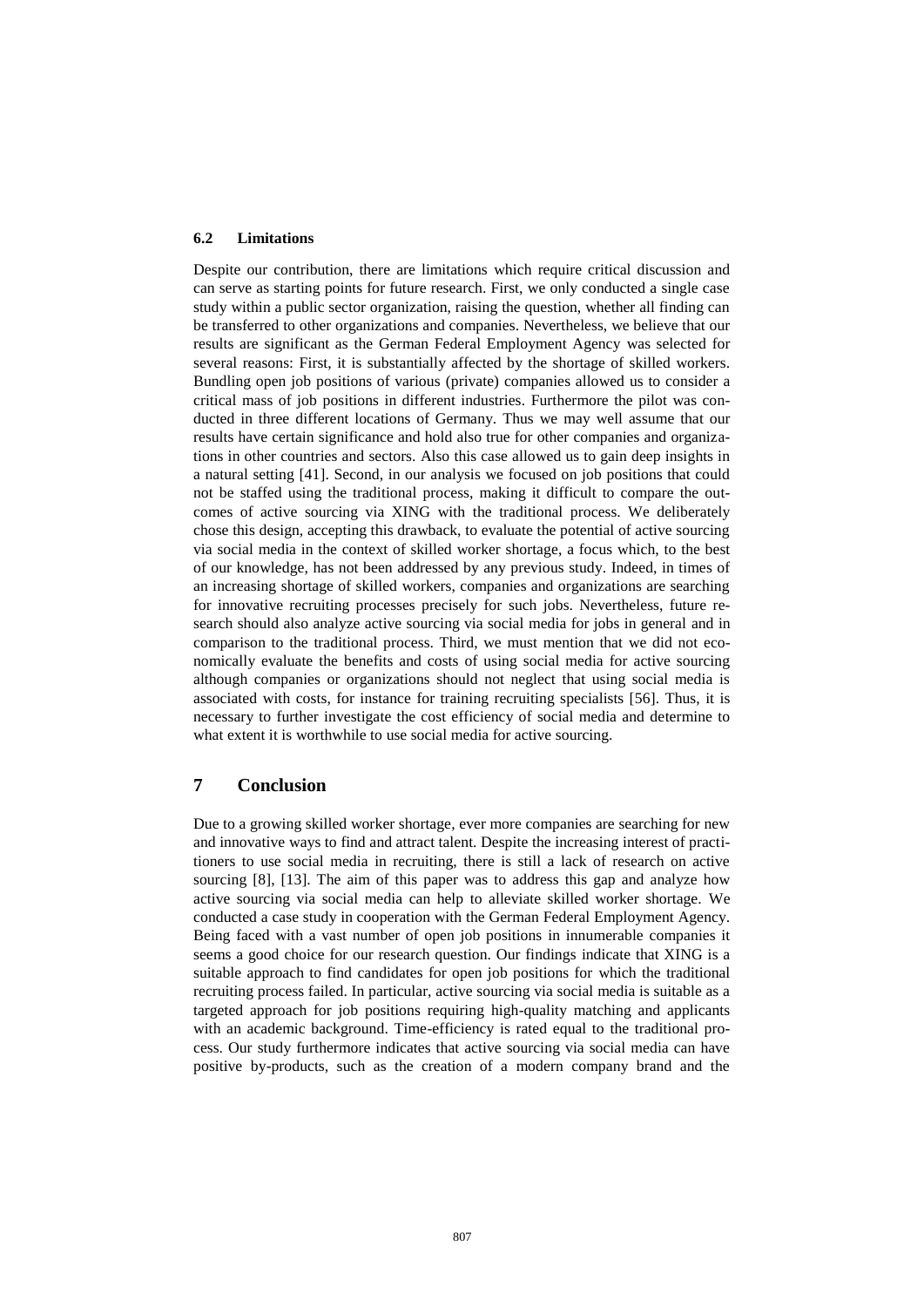### 6.2 Limitations

Despite our contribution, there are limitations which require critical discussion and can serve as starting points for future research. First, we only conducted a single case study within a public sector organization, raising the question, whether all finding can be transferred to other organizations and companies. Nevertheless, we believe that our results are significant as the German Federal Employment Agency was selected for several reasons: First, it is substantially affected by the shortage of skilled workers. Bundling open job positions of various (private) companies allowed us to consider a critical mass of job positions in different industries. Furthermore the pilot was conducted in three different locations of Germany. Thus we may well assume that our results have certain significance and hold also true for other companies and organizations in other countries and sectors. Also this case allowed us to gain deep insights in a natural setting [41]. Second, in our analysis we focused on job positions that could not be staffed using the traditional process, making it difficult to compare the outcomes of active sourcing via XING with the traditional process. We deliberately chose this design, accepting this drawback, to evaluate the potential of active sourcing via social media in the context of skilled worker shortage, a focus which, to the best of our knowledge, has not been addressed by any previous study. Indeed, in times of an increasing shortage of skilled workers, companies and organizations are searching for innovative recruiting processes precisely for such jobs. Nevertheless, future research should also analyze active sourcing via social media for jobs in general and in comparison to the traditional process. Third, we must mention that we did not economically evaluate the benefits and costs of using social media for active sourcing although companies or organizations should not neglect that using social media is associated with costs, for instance for training recruiting specialists [56]. Thus, it is necessary to further investigate the cost efficiency of social media and determine to what extent it is worthwhile to use social media for active sourcing.

## 7 Conclusion

Due to a growing skilled worker shortage, ever more companies are searching for new and innovative ways to find and attract talent. Despite the increasing interest of practitioners to use social media in recruiting, there is still a lack of research on active sourcing [8], [13]. The aim of this paper was to address this gap and analyze how active sourcing via social media can help to alleviate skilled worker shortage. We conducted a case study in cooperation with the German Federal Employment Agency. Being faced with a vast number of open job positions in innumerable companies it seems a good choice for our research question. Our findings indicate that XING is a suitable approach to find candidates for open job positions for which the traditional recruiting process failed. In particular, active sourcing via social media is suitable as a targeted approach for job positions requiring high-quality matching and applicants with an academic background. Time-efficiency is rated equal to the traditional process. Our study furthermore indicates that active sourcing via social media can have positive by-products, such as the creation of a modern company brand and the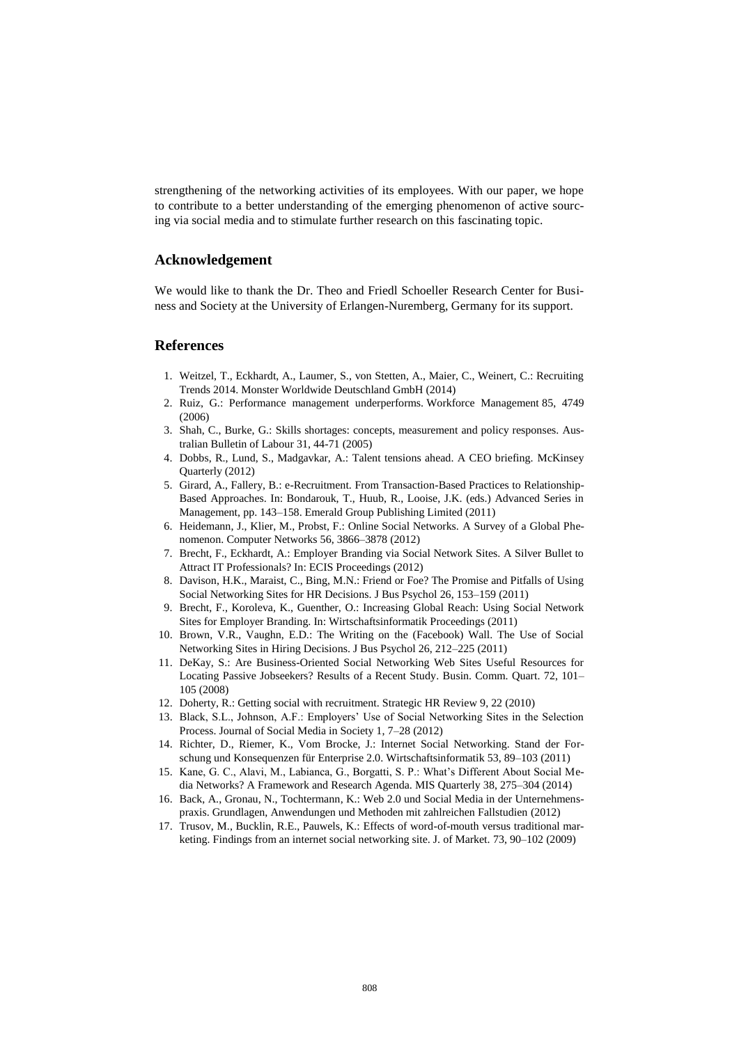strengthening of the networking activities of its employees. With our paper, we hope to contribute to a better understanding of the emerging phenomenon of active sourcing via social media and to stimulate further research on this fascinating topic.

## Acknowledgement

We would like to thank the Dr. Theo and Friedl Schoeller Research Center for Business and Society at the University of Erlangen-Nuremberg, Germany for its support.

## References

1. Weitzel, T., Eckhardt, A., Laumer, S., von Stetten, A., Maier, C., Weinert, C.: Recruiting Trends 2014. Monster Worldwide Deutschland GmbH (2014)
2. Ruiz, G.: Performance management underperforms. Workforce Management 85, 4749 (2006)
3. Shah, C., Burke, G.: Skills shortages: concepts, measurement and policy responses. Australian Bulletin of Labour 31, 44-71 (2005)
4. Dobbs, R., Lund, S., Madgavkar, A.: Talent tensions ahead. A CEO briefing. McKinsey Quarterly (2012)
5. Girard, A., Fallery, B.: e-Recruitment. From Transaction-Based Practices to Relationship-Based Approaches. In: Bondarouk, T., Huub, R., Looise, J.K. (eds.) Advanced Series in Management, pp. 143–158. Emerald Group Publishing Limited (2011)
6. Heidemann, J., Klier, M., Probst, F.: Online Social Networks. A Survey of a Global Phenomenon. Computer Networks 56, 3866–3878 (2012)
7. Brecht, F., Eckhardt, A.: Employer Branding via Social Network Sites. A Silver Bullet to Attract IT Professionals? In: ECIS Proceedings (2012)
8. Davison, H.K., Maraist, C., Bing, M.N.: Friend or Foe? The Promise and Pitfalls of Using Social Networking Sites for HR Decisions. J Bus Psychol 26, 153–159 (2011)
9. Brecht, F., Koroleva, K., Guenther, O.: Increasing Global Reach: Using Social Network Sites for Employer Branding. In: Wirtschaftsinformatik Proceedings (2011)
10. Brown, V.R., Vaughn, E.D.: The Writing on the (Facebook) Wall. The Use of Social Networking Sites in Hiring Decisions. J Bus Psychol 26, 212–225 (2011)
11. DeKay, S.: Are Business-Oriented Social Networking Web Sites Useful Resources for Locating Passive Jobseekers? Results of a Recent Study. Busin. Comm. Quart. 72, 101–105 (2008)
12. Doherty, R.: Getting social with recruitment. Strategic HR Review 9, 22 (2010)
13. Black, S.L., Johnson, A.F.: Employers' Use of Social Networking Sites in the Selection Process. Journal of Social Media in Society 1, 7–28 (2012)
14. Richter, D., Riemer, K., Vom Brocke, J.: Internet Social Networking. Stand der Forschung und Konsequenzen für Enterprise 2.0. Wirtschaftsinformatik 53, 89–103 (2011)
15. Kane, G. C., Alavi, M., Labianca, G., Borgatti, S. P.: What's Different About Social Media Networks? A Framework and Research Agenda. MIS Quarterly 38, 275–304 (2014)
16. Back, A., Gronau, N., Tochtermann, K.: Web 2.0 und Social Media in der Unternehmenspraxis. Grundlagen, Anwendungen und Methoden mit zahlreichen Fallstudien (2012)
17. Trusov, M., Bucklin, R.E., Pauwels, K.: Effects of word-of-mouth versus traditional marketing. Findings from an internet social networking site. J. of Market. 73, 90–102 (2009)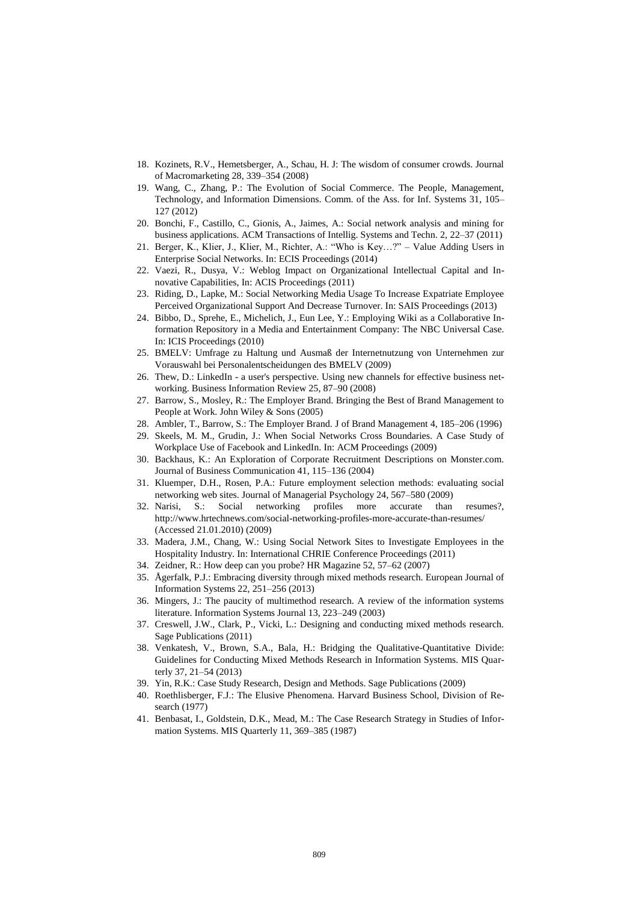18. Kozinets, R.V., Hemetsberger, A., Schau, H. J: The wisdom of consumer crowds. Journal of Macromarketing 28, 339–354 (2008)
19. Wang, C., Zhang, P.: The Evolution of Social Commerce. The People, Management, Technology, and Information Dimensions. Comm. of the Ass. for Inf. Systems 31, 105–127 (2012)
20. Bonchi, F., Castillo, C., Gionis, A., Jaimes, A.: Social network analysis and mining for business applications. ACM Transactions of Intellig. Systems and Techn. 2, 22–37 (2011)
21. Berger, K., Klier, J., Klier, M., Richter, A.: "Who is Key…?" – Value Adding Users in Enterprise Social Networks. In: ECIS Proceedings (2014)
22. Vaezi, R., Dusya, V.: Weblog Impact on Organizational Intellectual Capital and Innovative Capabilities, In: ACIS Proceedings (2011)
23. Riding, D., Lapke, M.: Social Networking Media Usage To Increase Expatriate Employee Perceived Organizational Support And Decrease Turnover. In: SAIS Proceedings (2013)
24. Bibbo, D., Sprehe, E., Michelich, J., Eun Lee, Y.: Employing Wiki as a Collaborative Information Repository in a Media and Entertainment Company: The NBC Universal Case. In: ICIS Proceedings (2010)
25. BMELV: Umfrage zu Haltung und Ausmaß der Internetnutzung von Unternehmen zur Vorauswahl bei Personalentscheidungen des BMELV (2009)
26. Thew, D.: LinkedIn - a user's perspective. Using new channels for effective business networking. Business Information Review 25, 87–90 (2008)
27. Barrow, S., Mosley, R.: The Employer Brand. Bringing the Best of Brand Management to People at Work. John Wiley & Sons (2005)
28. Ambler, T., Barrow, S.: The Employer Brand. J of Brand Management 4, 185–206 (1996)
29. Skeels, M. M., Grudin, J.: When Social Networks Cross Boundaries. A Case Study of Workplace Use of Facebook and LinkedIn. In: ACM Proceedings (2009)
30. Backhaus, K.: An Exploration of Corporate Recruitment Descriptions on Monster.com. Journal of Business Communication 41, 115–136 (2004)
31. Kluemper, D.H., Rosen, P.A.: Future employment selection methods: evaluating social networking web sites. Journal of Managerial Psychology 24, 567–580 (2009)
32. Narisi, S.: Social networking profiles more accurate than resumes?, http://www.hrtechnews.com/social-networking-profiles-more-accurate-than-resumes/ (Accessed 21.01.2010) (2009)
33. Madera, J.M., Chang, W.: Using Social Network Sites to Investigate Employees in the Hospitality Industry. In: International CHRIE Conference Proceedings (2011)
34. Zeidner, R.: How deep can you probe? HR Magazine 52, 57–62 (2007)
35. Ågerfalk, P.J.: Embracing diversity through mixed methods research. European Journal of Information Systems 22, 251–256 (2013)
36. Mingers, J.: The paucity of multimethod research. A review of the information systems literature. Information Systems Journal 13, 223–249 (2003)
37. Creswell, J.W., Clark, P., Vicki, L.: Designing and conducting mixed methods research. Sage Publications (2011)
38. Venkatesh, V., Brown, S.A., Bala, H.: Bridging the Qualitative-Quantitative Divide: Guidelines for Conducting Mixed Methods Research in Information Systems. MIS Quarterly 37, 21–54 (2013)
39. Yin, R.K.: Case Study Research, Design and Methods. Sage Publications (2009)
40. Roethlisberger, F.J.: The Elusive Phenomena. Harvard Business School, Division of Research (1977)
41. Benbasat, I., Goldstein, D.K., Mead, M.: The Case Research Strategy in Studies of Information Systems. MIS Quarterly 11, 369–385 (1987)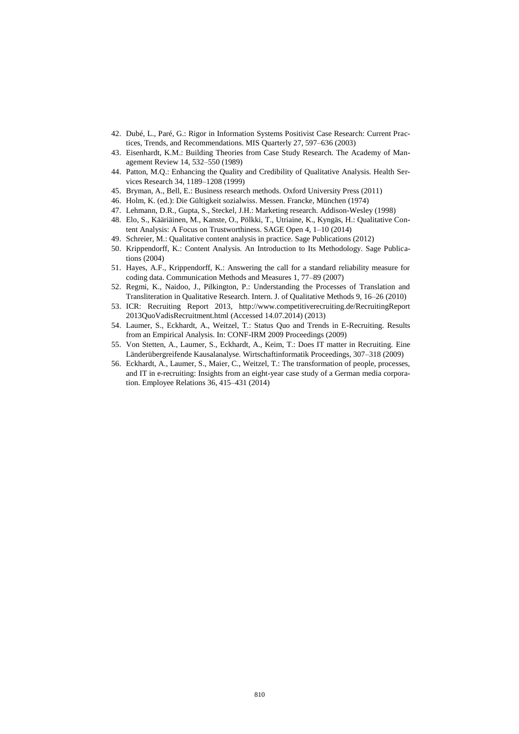42. Dubé, L., Paré, G.: Rigor in Information Systems Positivist Case Research: Current Practices, Trends, and Recommendations. MIS Quarterly 27, 597–636 (2003)
43. Eisenhardt, K.M.: Building Theories from Case Study Research. The Academy of Management Review 14, 532–550 (1989)
44. Patton, M.Q.: Enhancing the Quality and Credibility of Qualitative Analysis. Health Services Research 34, 1189–1208 (1999)
45. Bryman, A., Bell, E.: Business research methods. Oxford University Press (2011)
46. Holm, K. (ed.): Die Gültigkeit sozialwiss. Messen. Francke, München (1974)
47. Lehmann, D.R., Gupta, S., Steckel, J.H.: Marketing research. Addison-Wesley (1998)
48. Elo, S., Kääriäinen, M., Kanste, O., Pölkki, T., Utriaine, K., Kyngäs, H.: Qualitative Content Analysis: A Focus on Trustworthiness. SAGE Open 4, 1–10 (2014)
49. Schreier, M.: Qualitative content analysis in practice. Sage Publications (2012)
50. Krippendorff, K.: Content Analysis. An Introduction to Its Methodology. Sage Publications (2004)
51. Hayes, A.F., Krippendorff, K.: Answering the call for a standard reliability measure for coding data. Communication Methods and Measures 1, 77–89 (2007)
52. Regmi, K., Naidoo, J., Pilkington, P.: Understanding the Processes of Translation and Transliteration in Qualitative Research. Intern. J. of Qualitative Methods 9, 16–26 (2010)
53. ICR: Recruiting Report 2013, http://www.competitiverecruiting.de/RecruitingReport2013QuoVadisRecruitment.html (Accessed 14.07.2014) (2013)
54. Laumer, S., Eckhardt, A., Weitzel, T.: Status Quo and Trends in E-Recruiting. Results from an Empirical Analysis. In: CONF-IRM 2009 Proceedings (2009)
55. Von Stetten, A., Laumer, S., Eckhardt, A., Keim, T.: Does IT matter in Recruiting. Eine Länderübergreifende Kausalanalyse. Wirtschaftinformatik Proceedings, 307–318 (2009)
56. Eckhardt, A., Laumer, S., Maier, C., Weitzel, T.: The transformation of people, processes, and IT in e-recruiting: Insights from an eight-year case study of a German media corporation. Employee Relations 36, 415–431 (2014)